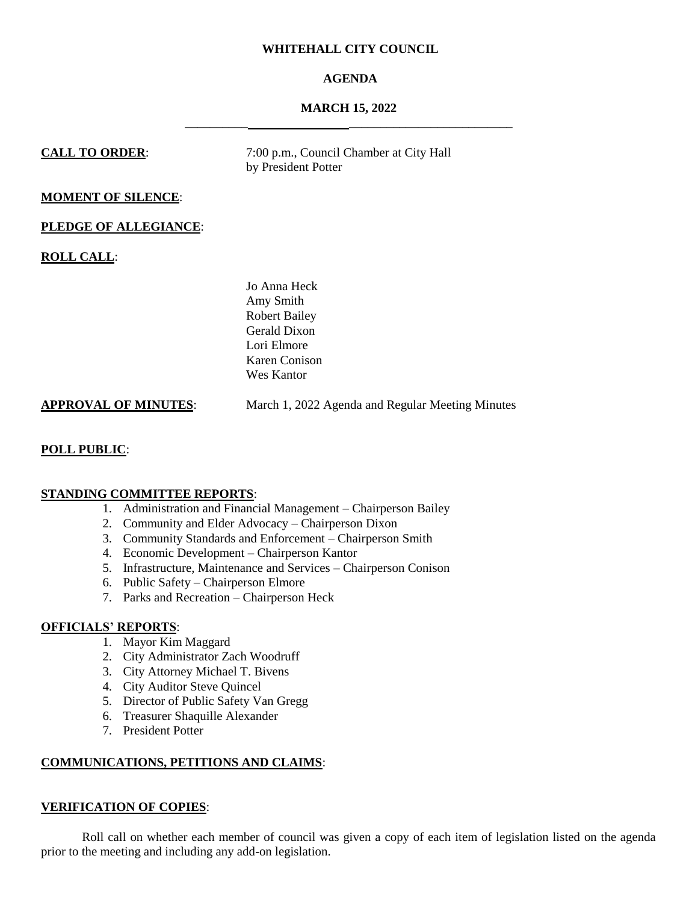**WHITEHALL CITY COUNCIL**

**AGENDA**

**MARCH 15, 2022**

---

**CALL TO ORDER**: 7:00 p.m., Council Chamber at City Hall by President Potter

**MOMENT OF SILENCE**:

**PLEDGE OF ALLEGIANCE**:

**ROLL CALL**:

Jo Anna Heck
Amy Smith
Robert Bailey
Gerald Dixon
Lori Elmore
Karen Conison
Wes Kantor

**APPROVAL OF MINUTES**: March 1, 2022 Agenda and Regular Meeting Minutes

**POLL PUBLIC**:

**STANDING COMMITTEE REPORTS**:

1. Administration and Financial Management – Chairperson Bailey
2. Community and Elder Advocacy – Chairperson Dixon
3. Community Standards and Enforcement – Chairperson Smith
4. Economic Development – Chairperson Kantor
5. Infrastructure, Maintenance and Services – Chairperson Conison
6. Public Safety – Chairperson Elmore
7. Parks and Recreation – Chairperson Heck

**OFFICIALS' REPORTS**:

1. Mayor Kim Maggard
2. City Administrator Zach Woodruff
3. City Attorney Michael T. Bivens
4. City Auditor Steve Quincel
5. Director of Public Safety Van Gregg
6. Treasurer Shaquille Alexander
7. President Potter

**COMMUNICATIONS, PETITIONS AND CLAIMS**:

**VERIFICATION OF COPIES**:

Roll call on whether each member of council was given a copy of each item of legislation listed on the agenda prior to the meeting and including any add-on legislation.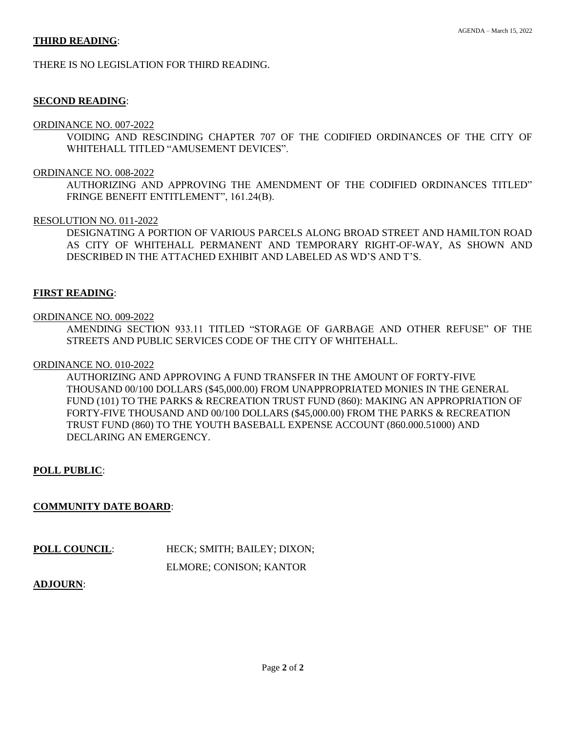**THIRD READING**:

THERE IS NO LEGISLATION FOR THIRD READING.

**SECOND READING**:

ORDINANCE NO. 007-2022

VOIDING AND RESCINDING CHAPTER 707 OF THE CODIFIED ORDINANCES OF THE CITY OF WHITEHALL TITLED "AMUSEMENT DEVICES".

ORDINANCE NO. 008-2022

AUTHORIZING AND APPROVING THE AMENDMENT OF THE CODIFIED ORDINANCES TITLED" FRINGE BENEFIT ENTITLEMENT", 161.24(B).

RESOLUTION NO. 011-2022

DESIGNATING A PORTION OF VARIOUS PARCELS ALONG BROAD STREET AND HAMILTON ROAD AS CITY OF WHITEHALL PERMANENT AND TEMPORARY RIGHT-OF-WAY, AS SHOWN AND DESCRIBED IN THE ATTACHED EXHIBIT AND LABELED AS WD'S AND T'S.

**FIRST READING**:

ORDINANCE NO. 009-2022

AMENDING SECTION 933.11 TITLED "STORAGE OF GARBAGE AND OTHER REFUSE" OF THE STREETS AND PUBLIC SERVICES CODE OF THE CITY OF WHITEHALL.

ORDINANCE NO. 010-2022

AUTHORIZING AND APPROVING A FUND TRANSFER IN THE AMOUNT OF FORTY-FIVE THOUSAND 00/100 DOLLARS ($45,000.00) FROM UNAPPROPRIATED MONIES IN THE GENERAL FUND (101) TO THE PARKS & RECREATION TRUST FUND (860): MAKING AN APPROPRIATION OF FORTY-FIVE THOUSAND AND 00/100 DOLLARS ($45,000.00) FROM THE PARKS & RECREATION TRUST FUND (860) TO THE YOUTH BASEBALL EXPENSE ACCOUNT (860.000.51000) AND DECLARING AN EMERGENCY.

**POLL PUBLIC**:

**COMMUNITY DATE BOARD**:

**POLL COUNCIL**: HECK; SMITH; BAILEY; DIXON; ELMORE; CONISON; KANTOR

**ADJOURN**: